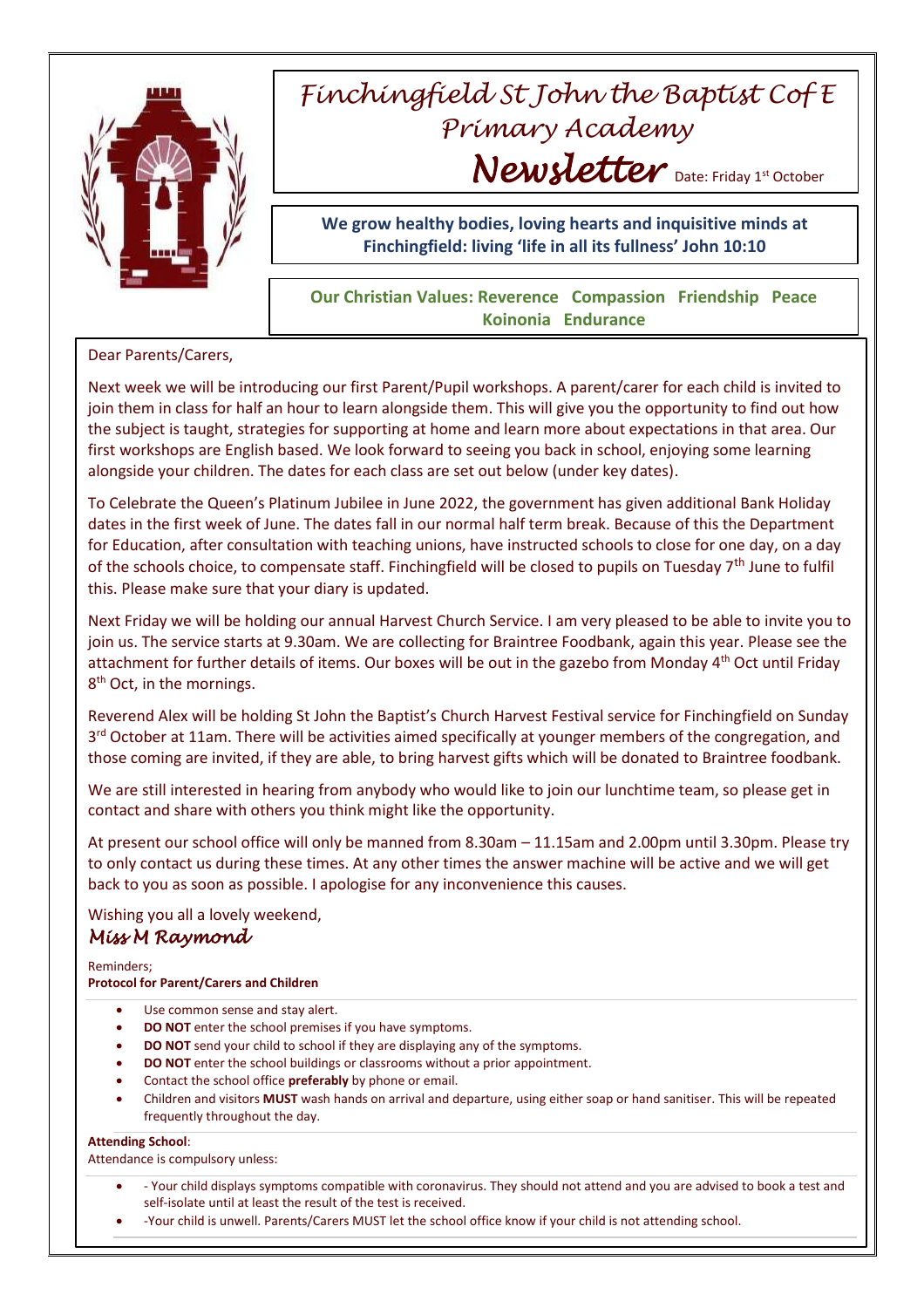# Finchingfield St John the Baptist CofE Primary Academy

## Newsletter

Date: Friday 1st October

**We grow healthy bodies, loving hearts and inquisitive minds at Finchingfield: living 'life in all its fullness' John 10:10**

**Our Christian Values: Reverence Compassion Friendship Peace Koinonia Endurance**

Dear Parents/Carers,

Next week we will be introducing our first Parent/Pupil workshops. A parent/carer for each child is invited to join them in class for half an hour to learn alongside them. This will give you the opportunity to find out how the subject is taught, strategies for supporting at home and learn more about expectations in that area. Our first workshops are English based. We look forward to seeing you back in school, enjoying some learning alongside your children. The dates for each class are set out below (under key dates).

To Celebrate the Queen's Platinum Jubilee in June 2022, the government has given additional Bank Holiday dates in the first week of June. The dates fall in our normal half term break. Because of this the Department for Education, after consultation with teaching unions, have instructed schools to close for one day, on a day of the schools choice, to compensate staff. Finchingfield will be closed to pupils on Tuesday 7th June to fulfil this. Please make sure that your diary is updated.

Next Friday we will be holding our annual Harvest Church Service. I am very pleased to be able to invite you to join us. The service starts at 9.30am. We are collecting for Braintree Foodbank, again this year. Please see the attachment for further details of items. Our boxes will be out in the gazebo from Monday 4th Oct until Friday 8th Oct, in the mornings.

Reverend Alex will be holding St John the Baptist's Church Harvest Festival service for Finchingfield on Sunday 3rd October at 11am. There will be activities aimed specifically at younger members of the congregation, and those coming are invited, if they are able, to bring harvest gifts which will be donated to Braintree foodbank.

We are still interested in hearing from anybody who would like to join our lunchtime team, so please get in contact and share with others you think might like the opportunity.

At present our school office will only be manned from 8.30am – 11.15am and 2.00pm until 3.30pm. Please try to only contact us during these times. At any other times the answer machine will be active and we will get back to you as soon as possible. I apologise for any inconvenience this causes.

Wishing you all a lovely weekend,

*Miss M Raymond*

Reminders;

**Protocol for Parent/Carers and Children**

- Use common sense and stay alert.
- **DO NOT** enter the school premises if you have symptoms.
- **DO NOT** send your child to school if they are displaying any of the symptoms.
- **DO NOT** enter the school buildings or classrooms without a prior appointment.
- Contact the school office **preferably** by phone or email.
- Children and visitors **MUST** wash hands on arrival and departure, using either soap or hand sanitiser. This will be repeated frequently throughout the day.

**Attending School**:

Attendance is compulsory unless:

- - Your child displays symptoms compatible with coronavirus. They should not attend and you are advised to book a test and self-isolate until at least the result of the test is received.
- -Your child is unwell. Parents/Carers MUST let the school office know if your child is not attending school.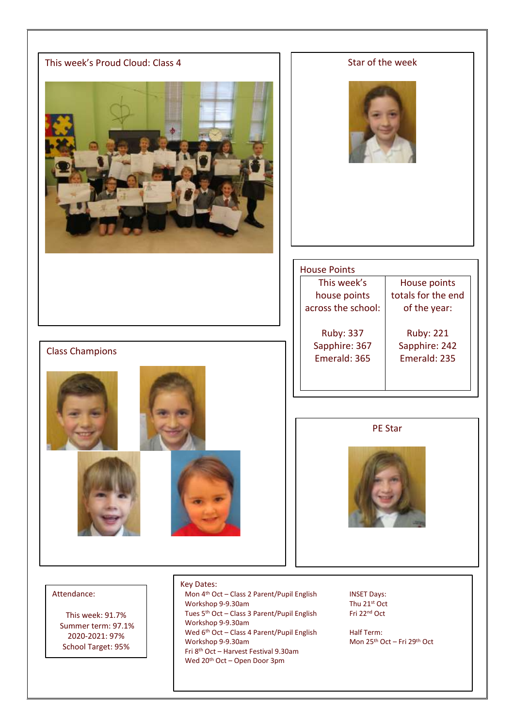## This week's Proud Cloud: Class 4

## Star of the week

## House Points

| This week's house points across the school: | House points totals for the end of the year: |
|---|---|
| Ruby: 337<br>Sapphire: 367<br>Emerald: 365 | Ruby: 221<br>Sapphire: 242<br>Emerald: 235 |

## Class Champions

## PE Star

## Attendance:

This week: 91.7%
Summer term: 97.1%
2020-2021: 97%
School Target: 95%

## Key Dates:

- Mon 4th Oct – Class 2 Parent/Pupil English Workshop 9-9.30am
- Tues 5th Oct – Class 3 Parent/Pupil English Workshop 9-9.30am
- Wed 6th Oct – Class 4 Parent/Pupil English Workshop 9-9.30am
- Fri 8th Oct – Harvest Festival 9.30am
- Wed 20th Oct – Open Door 3pm

INSET Days:
Thu 21st Oct
Fri 22nd Oct

Half Term:
Mon 25th Oct – Fri 29th Oct